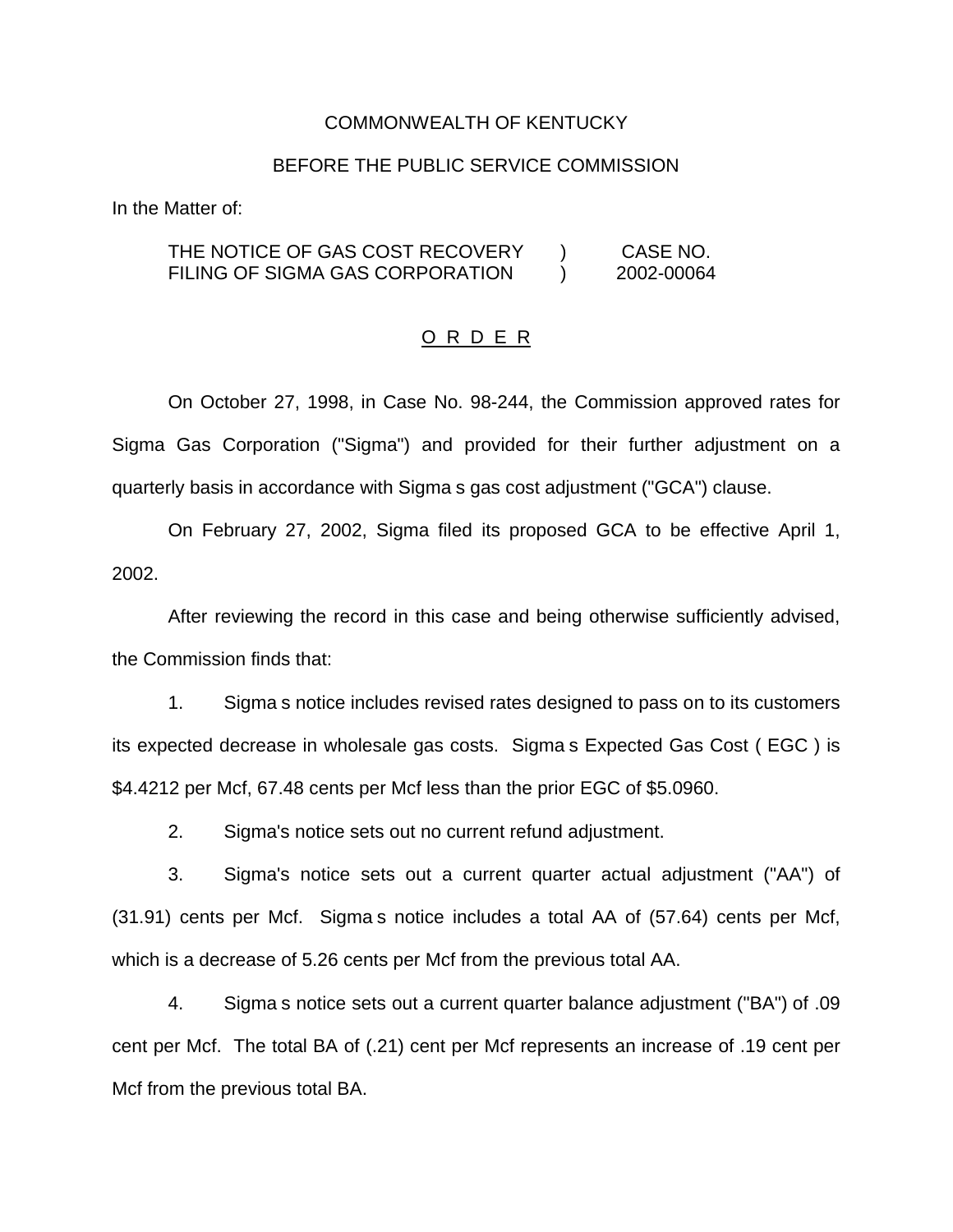COMMONWEALTH OF KENTUCKY

BEFORE THE PUBLIC SERVICE COMMISSION

In the Matter of:

| | | |
|---|---|---|
| THE NOTICE OF GAS COST RECOVERY FILING OF SIGMA GAS CORPORATION | ) ) | CASE NO. 2002-00064 |

## O R D E R

On October 27, 1998, in Case No. 98-244, the Commission approved rates for Sigma Gas Corporation ("Sigma") and provided for their further adjustment on a quarterly basis in accordance with Sigma s gas cost adjustment ("GCA") clause.

On February 27, 2002, Sigma filed its proposed GCA to be effective April 1, 2002.

After reviewing the record in this case and being otherwise sufficiently advised, the Commission finds that:

1. Sigma s notice includes revised rates designed to pass on to its customers its expected decrease in wholesale gas costs. Sigma s Expected Gas Cost ( EGC ) is $4.4212 per Mcf, 67.48 cents per Mcf less than the prior EGC of $5.0960.

2. Sigma's notice sets out no current refund adjustment.

3. Sigma's notice sets out a current quarter actual adjustment ("AA") of (31.91) cents per Mcf. Sigma s notice includes a total AA of (57.64) cents per Mcf, which is a decrease of 5.26 cents per Mcf from the previous total AA.

4. Sigma s notice sets out a current quarter balance adjustment ("BA") of .09 cent per Mcf. The total BA of (.21) cent per Mcf represents an increase of .19 cent per Mcf from the previous total BA.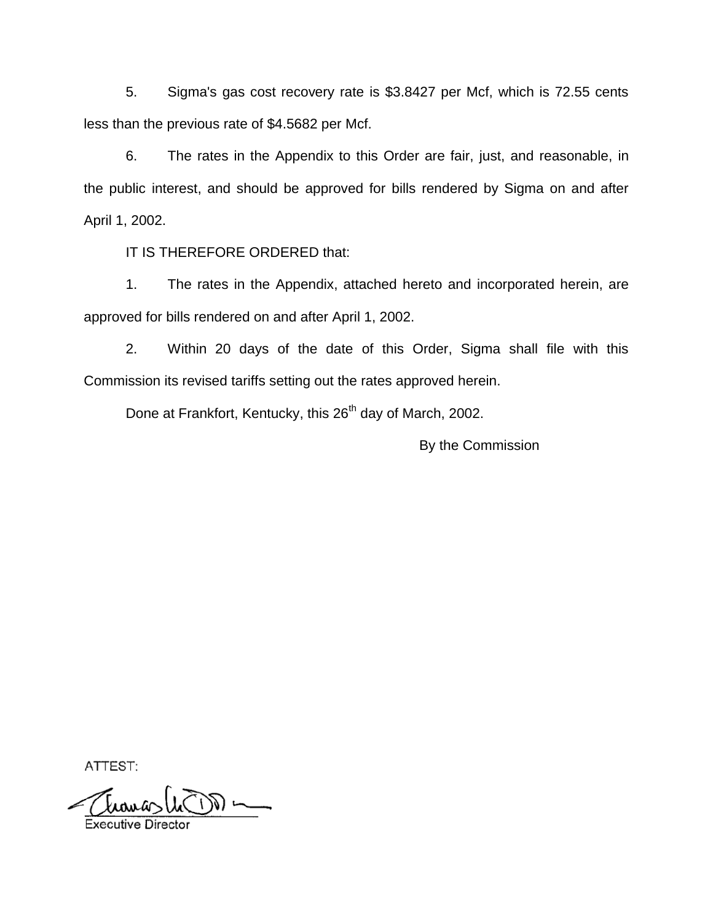5. Sigma's gas cost recovery rate is $3.8427 per Mcf, which is 72.55 cents less than the previous rate of $4.5682 per Mcf.

6. The rates in the Appendix to this Order are fair, just, and reasonable, in the public interest, and should be approved for bills rendered by Sigma on and after April 1, 2002.

IT IS THEREFORE ORDERED that:

1. The rates in the Appendix, attached hereto and incorporated herein, are approved for bills rendered on and after April 1, 2002.

2. Within 20 days of the date of this Order, Sigma shall file with this Commission its revised tariffs setting out the rates approved herein.

Done at Frankfort, Kentucky, this 26th day of March, 2002.

By the Commission

ATTEST:

Executive Director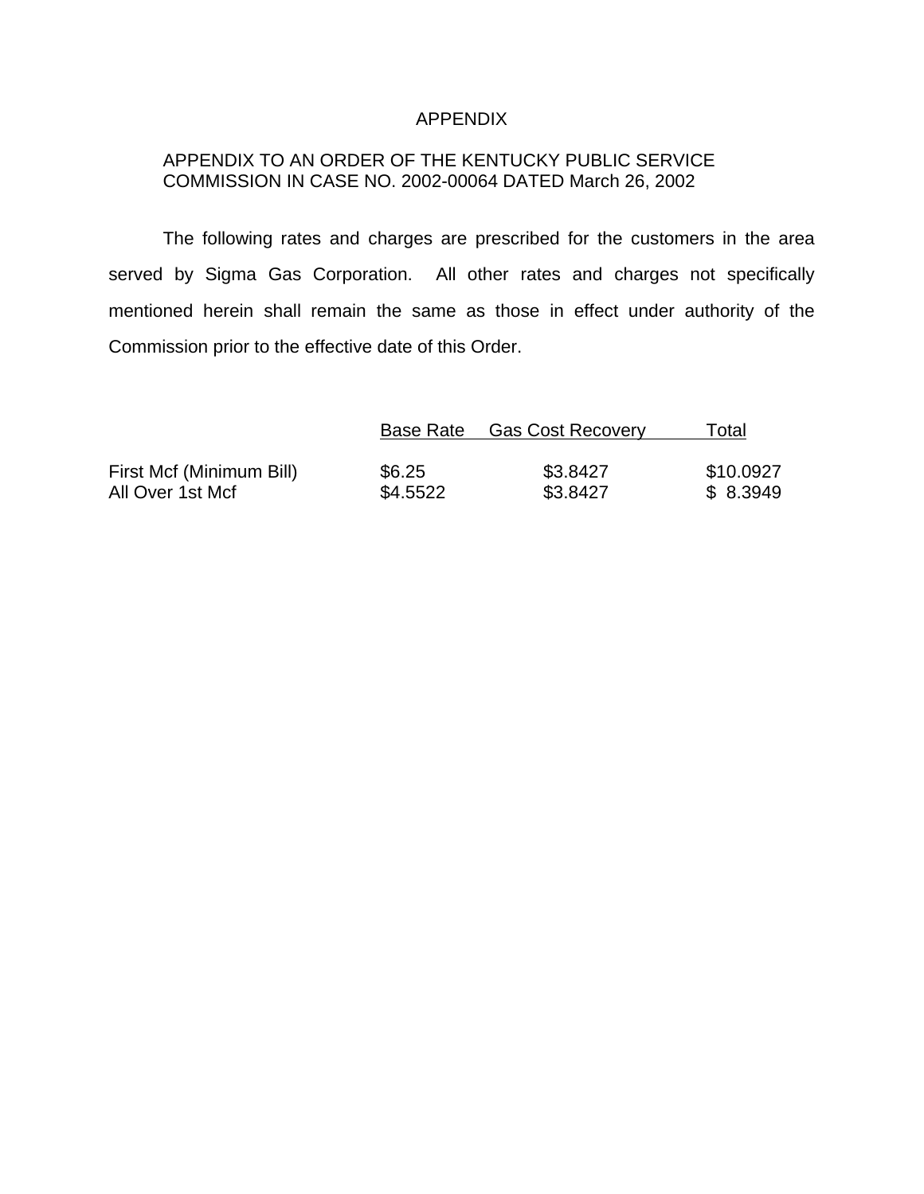# APPENDIX

APPENDIX TO AN ORDER OF THE KENTUCKY PUBLIC SERVICE COMMISSION IN CASE NO. 2002-00064 DATED March 26, 2002

The following rates and charges are prescribed for the customers in the area served by Sigma Gas Corporation. All other rates and charges not specifically mentioned herein shall remain the same as those in effect under authority of the Commission prior to the effective date of this Order.

| | Base Rate | Gas Cost Recovery | Total |
|---|---|---|---|
| First Mcf (Minimum Bill) | $6.25 | $3.8427 | $10.0927 |
| All Over 1st Mcf | $4.5522 | $3.8427 | $ 8.3949 |